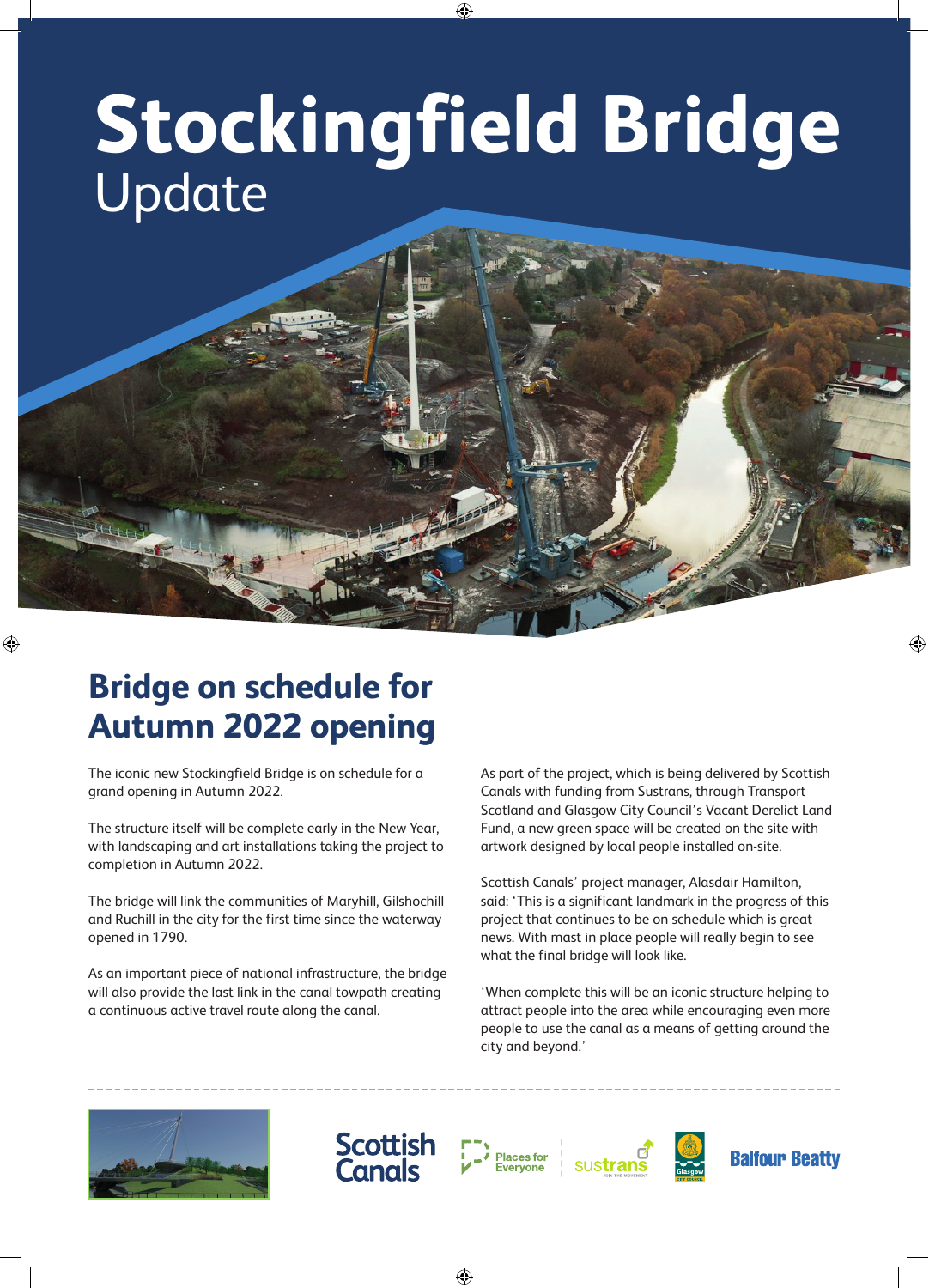# Stockingfield Bridge
Update

## Bridge on schedule for Autumn 2022 opening

The iconic new Stockingfield Bridge is on schedule for a grand opening in Autumn 2022.

The structure itself will be complete early in the New Year, with landscaping and art installations taking the project to completion in Autumn 2022.

The bridge will link the communities of Maryhill, Gilshochill and Ruchill in the city for the first time since the waterway opened in 1790.

As an important piece of national infrastructure, the bridge will also provide the last link in the canal towpath creating a continuous active travel route along the canal.

As part of the project, which is being delivered by Scottish Canals with funding from Sustrans, through Transport Scotland and Glasgow City Council's Vacant Derelict Land Fund, a new green space will be created on the site with artwork designed by local people installed on-site.

Scottish Canals' project manager, Alasdair Hamilton, said: 'This is a significant landmark in the progress of this project that continues to be on schedule which is great news. With mast in place people will really begin to see what the final bridge will look like.

'When complete this will be an iconic structure helping to attract people into the area while encouraging even more people to use the canal as a means of getting around the city and beyond.'

Scottish Canals | Places for Everyone | sustrans | Glasgow City Council | Balfour Beatty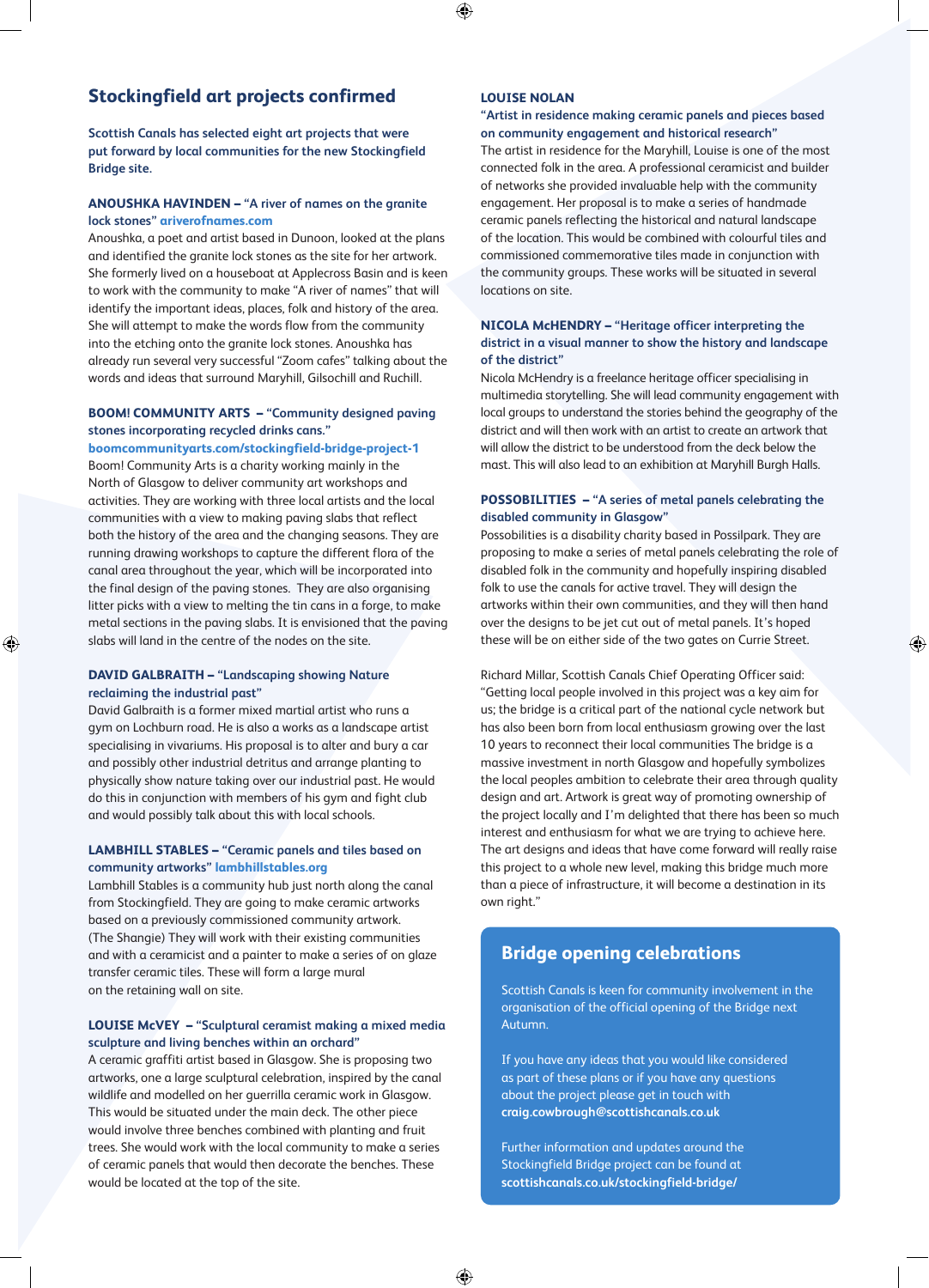## Stockingfield art projects confirmed

**Scottish Canals has selected eight art projects that were put forward by local communities for the new Stockingfield Bridge site.**

**ANOUSHKA HAVINDEN – "A river of names on the granite lock stones" ariverofnames.com**

Anoushka, a poet and artist based in Dunoon, looked at the plans and identified the granite lock stones as the site for her artwork. She formerly lived on a houseboat at Applecross Basin and is keen to work with the community to make "A river of names" that will identify the important ideas, places, folk and history of the area. She will attempt to make the words flow from the community into the etching onto the granite lock stones. Anoushka has already run several very successful "Zoom crafts" talking about the words and ideas that surround Maryhill, Gilsochill and Ruchill.

**BOOM! COMMUNITY ARTS – "Community designed paving stones incorporating recycled drinks cans." boomcommunityarts.com/stockingfield-bridge-project-1**

Boom! Community Arts is a charity working mainly in the North of Glasgow to deliver community art workshops and activities. They are working with three local artists and the local communities with a view to making paving slabs that reflect both the history of the area and the changing seasons. They are running drawing workshops to capture the different flora of the canal area throughout the year, which will be incorporated into the final design of the paving stones. They are also organising litter picks with a view to melting the tin cans in a forge, to make metal sections in the paving slabs. It is envisioned that the paving slabs will land in the centre of the nodes on the site.

**DAVID GALBRAITH – "Landscaping showing Nature reclaiming the industrial past"**

David Galbraith is a former mixed martial artist who runs a gym on Lochburn road. He is also a works as a landscape artist specialising in vivariums. His proposal is to alter and bury a car and possibly other industrial detritus and arrange planting to physically show nature taking over our industrial past. He would do this in conjunction with members of his gym and fight club and would possibly talk about this with local schools.

**LAMBHILL STABLES – "Ceramic panels and tiles based on community artworks" lambhillstables.org**

Lambhill Stables is a community hub just north along the canal from Stockingfield. They are going to make ceramic artworks based on a previously commissioned community artwork. (The Shangie) They will work with their existing communities and with a ceramicist and a painter to make a series of on glaze transfer ceramic tiles. These will form a large mural on the retaining wall on site.

**LOUISE McVEY – "Sculptural ceramist making a mixed media sculpture and living benches within an orchard"**

A ceramic graffiti artist based in Glasgow. She is proposing two artworks, one a large sculptural celebration, inspired by the canal wildlife and modelled on her guerrilla ceramic work in Glasgow. This would be situated under the main deck. The other piece would involve three benches combined with planting and fruit trees. She would work with the local community to make a series of ceramic panels that would then decorate the benches. These would be located at the top of the site.

**LOUISE NOLAN**

**"Artist in residence making ceramic panels and pieces based on community engagement and historical research"**

The artist in residence for the Maryhill, Louise is one of the most connected folk in the area. A professional ceramicist and builder of networks she provided invaluable help with the community engagement. Her proposal is to make a series of handmade ceramic panels reflecting the historical and natural landscape of the location. This would be combined with colourful tiles and commissioned commemorative tiles made in conjunction with the community groups. These works will be situated in several locations on site.

**NICOLA McHENDRY – "Heritage officer interpreting the district in a visual manner to show the history and landscape of the district"**

Nicola McHendry is a freelance heritage officer specialising in multimedia storytelling. She will lead community engagement with local groups to understand the stories behind the geography of the district and will then work with an artist to create an artwork that will allow the district to be understood from the deck below the mast. This will also lead to an exhibition at Maryhill Burgh Halls.

**POSSOBILITIES – "A series of metal panels celebrating the disabled community in Glasgow"**

Possobilities is a disability charity based in Possilpark. They are proposing to make a series of metal panels celebrating the role of disabled folk in the community and hopefully inspiring disabled folk to use the canals for active travel. They will design the artworks within their own communities, and they will then hand over the designs to be jet cut out of metal panels. It's hoped these will be on either side of the two gates on Currie Street.

Richard Millar, Scottish Canals Chief Operating Officer said: "Getting local people involved in this project was a key aim for us; the bridge is a critical part of the national cycle network but has also been born from local enthusiasm growing over the last 10 years to reconnect their local communities The bridge is a massive investment in north Glasgow and hopefully symbolizes the local peoples ambition to celebrate their area through quality design and art. Artwork is great way of promoting ownership of the project locally and I'm delighted that there has been so much interest and enthusiasm for what we are trying to achieve here. The art designs and ideas that have come forward will really raise this project to a whole new level, making this bridge much more than a piece of infrastructure, it will become a destination in its own right."

### Bridge opening celebrations

Scottish Canals is keen for community involvement in the organisation of the official opening of the Bridge next Autumn.

If you have any ideas that you would like considered as part of these plans or if you have any questions about the project please get in touch with **craig.cowbrough@scottishcanals.co.uk**

Further information and updates around the Stockingfield Bridge project can be found at **scottishcanals.co.uk/stockingfield-bridge/**